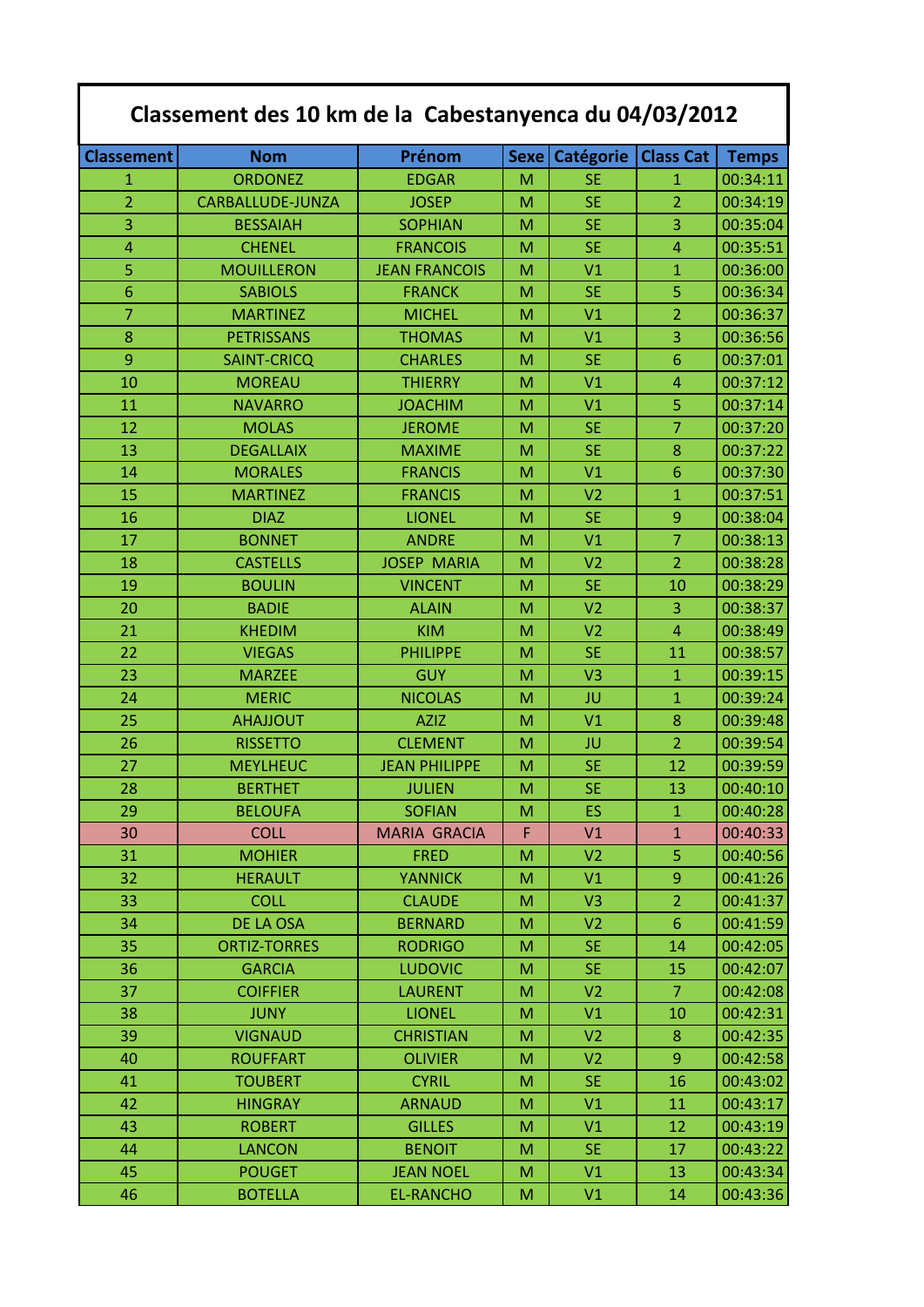# Classement des 10 km de la Cabestanyenca du 04/03/2012

| Classement | Nom | Prénom | Sexe | Catégorie | Class Cat | Temps |
|---|---|---|---|---|---|---|
| 1 | ORDONEZ | EDGAR | M | SE | 1 | 00:34:11 |
| 2 | CARBALLUDE-JUNZA | JOSEP | M | SE | 2 | 00:34:19 |
| 3 | BESSAIAH | SOPHIAN | M | SE | 3 | 00:35:04 |
| 4 | CHENEL | FRANCOIS | M | SE | 4 | 00:35:51 |
| 5 | MOUILLERON | JEAN FRANCOIS | M | V1 | 1 | 00:36:00 |
| 6 | SABIOLS | FRANCK | M | SE | 5 | 00:36:34 |
| 7 | MARTINEZ | MICHEL | M | V1 | 2 | 00:36:37 |
| 8 | PETRISSANS | THOMAS | M | V1 | 3 | 00:36:56 |
| 9 | SAINT-CRICQ | CHARLES | M | SE | 6 | 00:37:01 |
| 10 | MOREAU | THIERRY | M | V1 | 4 | 00:37:12 |
| 11 | NAVARRO | JOACHIM | M | V1 | 5 | 00:37:14 |
| 12 | MOLAS | JEROME | M | SE | 7 | 00:37:20 |
| 13 | DEGALLAIX | MAXIME | M | SE | 8 | 00:37:22 |
| 14 | MORALES | FRANCIS | M | V1 | 6 | 00:37:30 |
| 15 | MARTINEZ | FRANCIS | M | V2 | 1 | 00:37:51 |
| 16 | DIAZ | LIONEL | M | SE | 9 | 00:38:04 |
| 17 | BONNET | ANDRE | M | V1 | 7 | 00:38:13 |
| 18 | CASTELLS | JOSEP MARIA | M | V2 | 2 | 00:38:28 |
| 19 | BOULIN | VINCENT | M | SE | 10 | 00:38:29 |
| 20 | BADIE | ALAIN | M | V2 | 3 | 00:38:37 |
| 21 | KHEDIM | KIM | M | V2 | 4 | 00:38:49 |
| 22 | VIEGAS | PHILIPPE | M | SE | 11 | 00:38:57 |
| 23 | MARZEE | GUY | M | V3 | 1 | 00:39:15 |
| 24 | MERIC | NICOLAS | M | JU | 1 | 00:39:24 |
| 25 | AHAJJOUT | AZIZ | M | V1 | 8 | 00:39:48 |
| 26 | RISSETTO | CLEMENT | M | JU | 2 | 00:39:54 |
| 27 | MEYLHEUC | JEAN PHILIPPE | M | SE | 12 | 00:39:59 |
| 28 | BERTHET | JULIEN | M | SE | 13 | 00:40:10 |
| 29 | BELOUFA | SOFIAN | M | ES | 1 | 00:40:28 |
| 30 | COLL | MARIA GRACIA | F | V1 | 1 | 00:40:33 |
| 31 | MOHIER | FRED | M | V2 | 5 | 00:40:56 |
| 32 | HERAULT | YANNICK | M | V1 | 9 | 00:41:26 |
| 33 | COLL | CLAUDE | M | V3 | 2 | 00:41:37 |
| 34 | DE LA OSA | BERNARD | M | V2 | 6 | 00:41:59 |
| 35 | ORTIZ-TORRES | RODRIGO | M | SE | 14 | 00:42:05 |
| 36 | GARCIA | LUDOVIC | M | SE | 15 | 00:42:07 |
| 37 | COIFFIER | LAURENT | M | V2 | 7 | 00:42:08 |
| 38 | JUNY | LIONEL | M | V1 | 10 | 00:42:31 |
| 39 | VIGNAUD | CHRISTIAN | M | V2 | 8 | 00:42:35 |
| 40 | ROUFFART | OLIVIER | M | V2 | 9 | 00:42:58 |
| 41 | TOUBERT | CYRIL | M | SE | 16 | 00:43:02 |
| 42 | HINGRAY | ARNAUD | M | V1 | 11 | 00:43:17 |
| 43 | ROBERT | GILLES | M | V1 | 12 | 00:43:19 |
| 44 | LANCON | BENOIT | M | SE | 17 | 00:43:22 |
| 45 | POUGET | JEAN NOEL | M | V1 | 13 | 00:43:34 |
| 46 | BOTELLA | EL-RANCHO | M | V1 | 14 | 00:43:36 |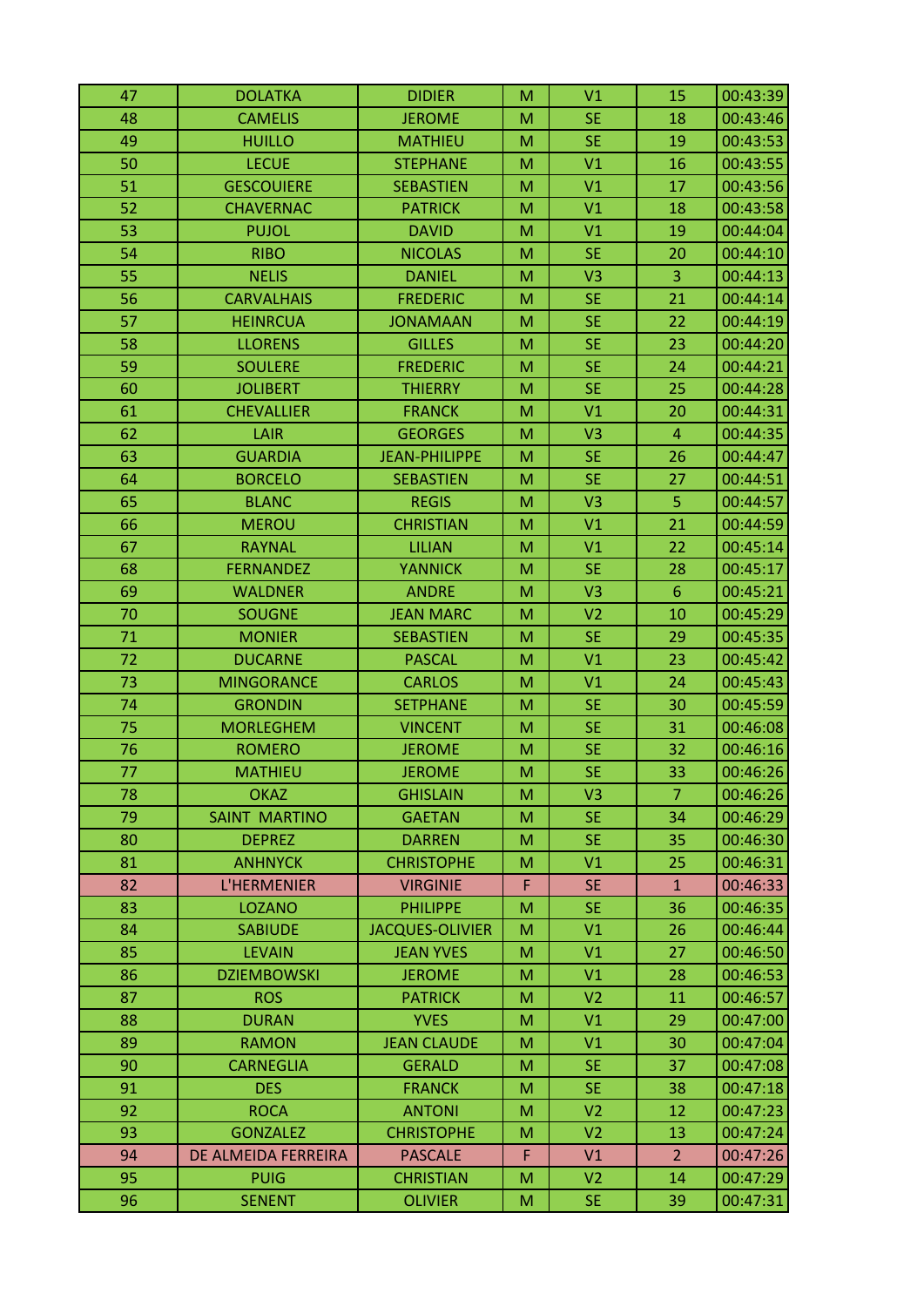| | | | | | | |
|---|---|---|---|---|---|---|
| 47 | DOLATKA | DIDIER | M | V1 | 15 | 00:43:39 |
| 48 | CAMELIS | JEROME | M | SE | 18 | 00:43:46 |
| 49 | HUILLO | MATHIEU | M | SE | 19 | 00:43:53 |
| 50 | LECUE | STEPHANE | M | V1 | 16 | 00:43:55 |
| 51 | GESCOUIERE | SEBASTIEN | M | V1 | 17 | 00:43:56 |
| 52 | CHAVERNAC | PATRICK | M | V1 | 18 | 00:43:58 |
| 53 | PUJOL | DAVID | M | V1 | 19 | 00:44:04 |
| 54 | RIBO | NICOLAS | M | SE | 20 | 00:44:10 |
| 55 | NELIS | DANIEL | M | V3 | 3 | 00:44:13 |
| 56 | CARVALHAIS | FREDERIC | M | SE | 21 | 00:44:14 |
| 57 | HEINRCUA | JONAMAAN | M | SE | 22 | 00:44:19 |
| 58 | LLORENS | GILLES | M | SE | 23 | 00:44:20 |
| 59 | SOULERE | FREDERIC | M | SE | 24 | 00:44:21 |
| 60 | JOLIBERT | THIERRY | M | SE | 25 | 00:44:28 |
| 61 | CHEVALLIER | FRANCK | M | V1 | 20 | 00:44:31 |
| 62 | LAIR | GEORGES | M | V3 | 4 | 00:44:35 |
| 63 | GUARDIA | JEAN-PHILIPPE | M | SE | 26 | 00:44:47 |
| 64 | BORCELO | SEBASTIEN | M | SE | 27 | 00:44:51 |
| 65 | BLANC | REGIS | M | V3 | 5 | 00:44:57 |
| 66 | MEROU | CHRISTIAN | M | V1 | 21 | 00:44:59 |
| 67 | RAYNAL | LILIAN | M | V1 | 22 | 00:45:14 |
| 68 | FERNANDEZ | YANNICK | M | SE | 28 | 00:45:17 |
| 69 | WALDNER | ANDRE | M | V3 | 6 | 00:45:21 |
| 70 | SOUGNE | JEAN MARC | M | V2 | 10 | 00:45:29 |
| 71 | MONIER | SEBASTIEN | M | SE | 29 | 00:45:35 |
| 72 | DUCARNE | PASCAL | M | V1 | 23 | 00:45:42 |
| 73 | MINGORANCE | CARLOS | M | V1 | 24 | 00:45:43 |
| 74 | GRONDIN | SETPHANE | M | SE | 30 | 00:45:59 |
| 75 | MORLEGHEM | VINCENT | M | SE | 31 | 00:46:08 |
| 76 | ROMERO | JEROME | M | SE | 32 | 00:46:16 |
| 77 | MATHIEU | JEROME | M | SE | 33 | 00:46:26 |
| 78 | OKAZ | GHISLAIN | M | V3 | 7 | 00:46:26 |
| 79 | SAINT MARTINO | GAETAN | M | SE | 34 | 00:46:29 |
| 80 | DEPREZ | DARREN | M | SE | 35 | 00:46:30 |
| 81 | ANHNYCK | CHRISTOPHE | M | V1 | 25 | 00:46:31 |
| 82 | L'HERMENIER | VIRGINIE | F | SE | 1 | 00:46:33 |
| 83 | LOZANO | PHILIPPE | M | SE | 36 | 00:46:35 |
| 84 | SABIUDE | JACQUES-OLIVIER | M | V1 | 26 | 00:46:44 |
| 85 | LEVAIN | JEAN YVES | M | V1 | 27 | 00:46:50 |
| 86 | DZIEMBOWSKI | JEROME | M | V1 | 28 | 00:46:53 |
| 87 | ROS | PATRICK | M | V2 | 11 | 00:46:57 |
| 88 | DURAN | YVES | M | V1 | 29 | 00:47:00 |
| 89 | RAMON | JEAN CLAUDE | M | V1 | 30 | 00:47:04 |
| 90 | CARNEGLIA | GERALD | M | SE | 37 | 00:47:08 |
| 91 | DES | FRANCK | M | SE | 38 | 00:47:18 |
| 92 | ROCA | ANTONI | M | V2 | 12 | 00:47:23 |
| 93 | GONZALEZ | CHRISTOPHE | M | V2 | 13 | 00:47:24 |
| 94 | DE ALMEIDA FERREIRA | PASCALE | F | V1 | 2 | 00:47:26 |
| 95 | PUIG | CHRISTIAN | M | V2 | 14 | 00:47:29 |
| 96 | SENENT | OLIVIER | M | SE | 39 | 00:47:31 |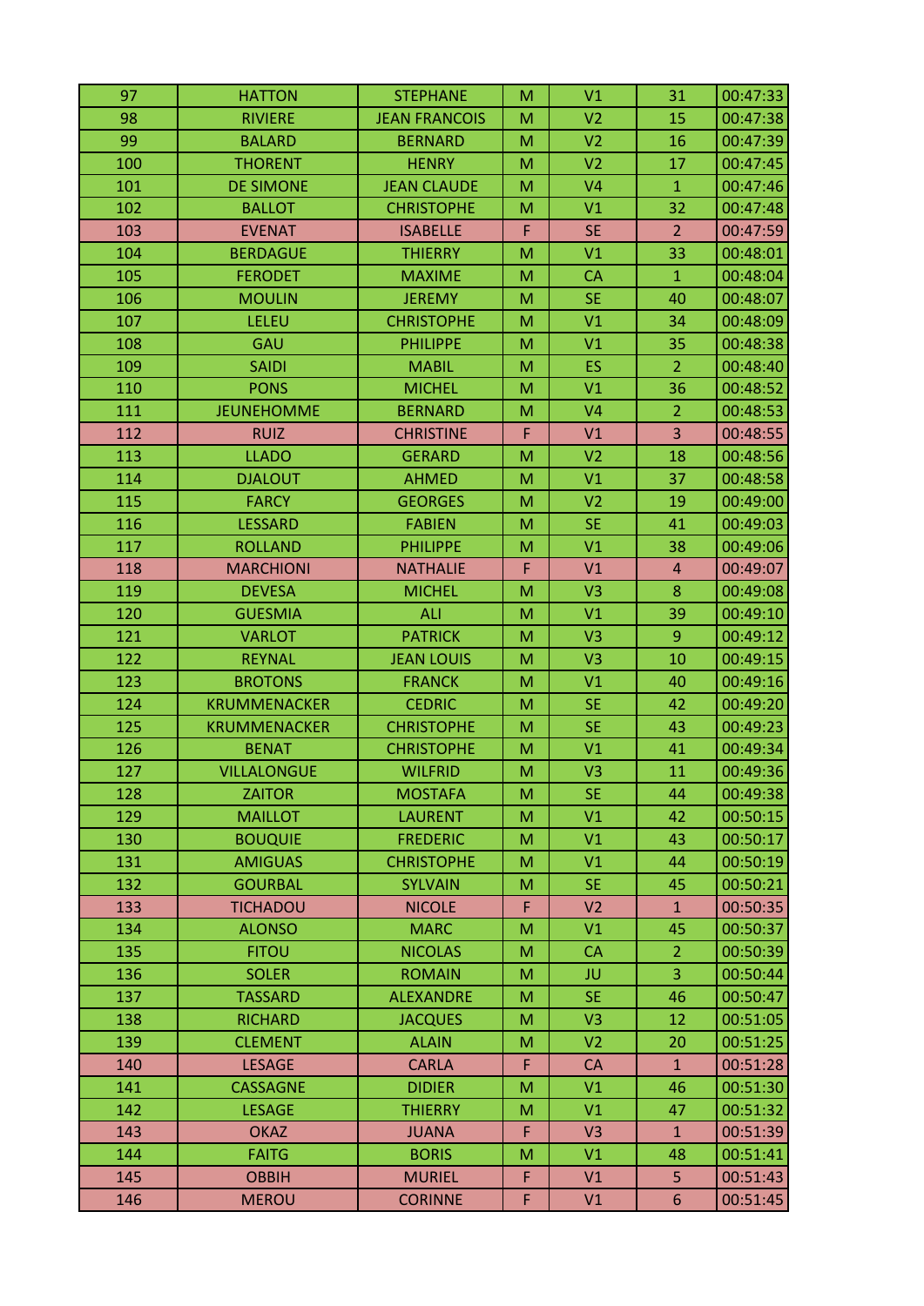| 97 | HATTON | STEPHANE | M | V1 | 31 | 00:47:33 |
|---|---|---|---|---|---|---|
| 98 | RIVIERE | JEAN FRANCOIS | M | V2 | 15 | 00:47:38 |
| 99 | BALARD | BERNARD | M | V2 | 16 | 00:47:39 |
| 100 | THORENT | HENRY | M | V2 | 17 | 00:47:45 |
| 101 | DE SIMONE | JEAN CLAUDE | M | V4 | 1 | 00:47:46 |
| 102 | BALLOT | CHRISTOPHE | M | V1 | 32 | 00:47:48 |
| 103 | EVENAT | ISABELLE | F | SE | 2 | 00:47:59 |
| 104 | BERDAGUE | THIERRY | M | V1 | 33 | 00:48:01 |
| 105 | FERODET | MAXIME | M | CA | 1 | 00:48:04 |
| 106 | MOULIN | JEREMY | M | SE | 40 | 00:48:07 |
| 107 | LELEU | CHRISTOPHE | M | V1 | 34 | 00:48:09 |
| 108 | GAU | PHILIPPE | M | V1 | 35 | 00:48:38 |
| 109 | SAIDI | MABIL | M | ES | 2 | 00:48:40 |
| 110 | PONS | MICHEL | M | V1 | 36 | 00:48:52 |
| 111 | JEUNEHOMME | BERNARD | M | V4 | 2 | 00:48:53 |
| 112 | RUIZ | CHRISTINE | F | V1 | 3 | 00:48:55 |
| 113 | LLADO | GERARD | M | V2 | 18 | 00:48:56 |
| 114 | DJALOUT | AHMED | M | V1 | 37 | 00:48:58 |
| 115 | FARCY | GEORGES | M | V2 | 19 | 00:49:00 |
| 116 | LESSARD | FABIEN | M | SE | 41 | 00:49:03 |
| 117 | ROLLAND | PHILIPPE | M | V1 | 38 | 00:49:06 |
| 118 | MARCHIONI | NATHALIE | F | V1 | 4 | 00:49:07 |
| 119 | DEVESA | MICHEL | M | V3 | 8 | 00:49:08 |
| 120 | GUESMIA | ALI | M | V1 | 39 | 00:49:10 |
| 121 | VARLOT | PATRICK | M | V3 | 9 | 00:49:12 |
| 122 | REYNAL | JEAN LOUIS | M | V3 | 10 | 00:49:15 |
| 123 | BROTONS | FRANCK | M | V1 | 40 | 00:49:16 |
| 124 | KRUMMENACKER | CEDRIC | M | SE | 42 | 00:49:20 |
| 125 | KRUMMENACKER | CHRISTOPHE | M | SE | 43 | 00:49:23 |
| 126 | BENAT | CHRISTOPHE | M | V1 | 41 | 00:49:34 |
| 127 | VILLALONGUE | WILFRID | M | V3 | 11 | 00:49:36 |
| 128 | ZAITOR | MOSTAFA | M | SE | 44 | 00:49:38 |
| 129 | MAILLOT | LAURENT | M | V1 | 42 | 00:50:15 |
| 130 | BOUQUIE | FREDERIC | M | V1 | 43 | 00:50:17 |
| 131 | AMIGUAS | CHRISTOPHE | M | V1 | 44 | 00:50:19 |
| 132 | GOURBAL | SYLVAIN | M | SE | 45 | 00:50:21 |
| 133 | TICHADOU | NICOLE | F | V2 | 1 | 00:50:35 |
| 134 | ALONSO | MARC | M | V1 | 45 | 00:50:37 |
| 135 | FITOU | NICOLAS | M | CA | 2 | 00:50:39 |
| 136 | SOLER | ROMAIN | M | JU | 3 | 00:50:44 |
| 137 | TASSARD | ALEXANDRE | M | SE | 46 | 00:50:47 |
| 138 | RICHARD | JACQUES | M | V3 | 12 | 00:51:05 |
| 139 | CLEMENT | ALAIN | M | V2 | 20 | 00:51:25 |
| 140 | LESAGE | CARLA | F | CA | 1 | 00:51:28 |
| 141 | CASSAGNE | DIDIER | M | V1 | 46 | 00:51:30 |
| 142 | LESAGE | THIERRY | M | V1 | 47 | 00:51:32 |
| 143 | OKAZ | JUANA | F | V3 | 1 | 00:51:39 |
| 144 | FAITG | BORIS | M | V1 | 48 | 00:51:41 |
| 145 | OBBIH | MURIEL | F | V1 | 5 | 00:51:43 |
| 146 | MEROU | CORINNE | F | V1 | 6 | 00:51:45 |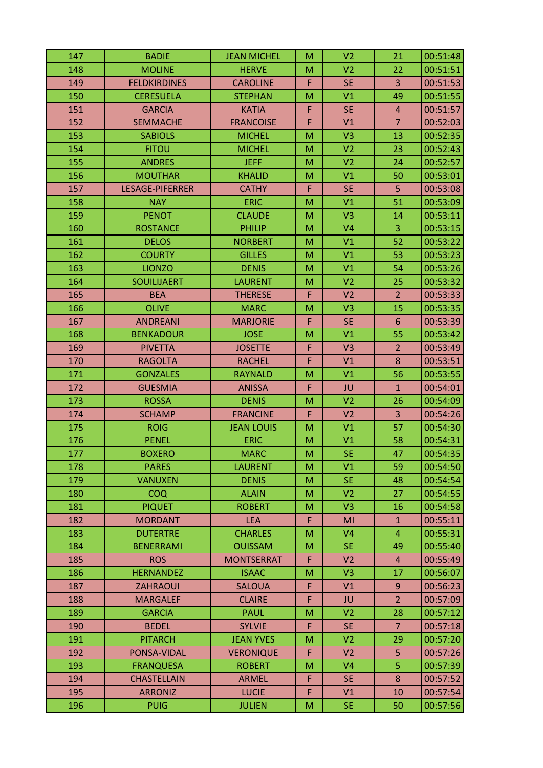| 147 | BADIE | JEAN MICHEL | M | V2 | 21 | 00:51:48 |
|---|---|---|---|---|---|---|
| 148 | MOLINE | HERVE | M | V2 | 22 | 00:51:51 |
| 149 | FELDKIRDINES | CAROLINE | F | SE | 3 | 00:51:53 |
| 150 | CERESUELA | STEPHAN | M | V1 | 49 | 00:51:55 |
| 151 | GARCIA | KATIA | F | SE | 4 | 00:51:57 |
| 152 | SEMMACHE | FRANCOISE | F | V1 | 7 | 00:52:03 |
| 153 | SABIOLS | MICHEL | M | V3 | 13 | 00:52:35 |
| 154 | FITOU | MICHEL | M | V2 | 23 | 00:52:43 |
| 155 | ANDRES | JEFF | M | V2 | 24 | 00:52:57 |
| 156 | MOUTHAR | KHALID | M | V1 | 50 | 00:53:01 |
| 157 | LESAGE-PIFERRER | CATHY | F | SE | 5 | 00:53:08 |
| 158 | NAY | ERIC | M | V1 | 51 | 00:53:09 |
| 159 | PENOT | CLAUDE | M | V3 | 14 | 00:53:11 |
| 160 | ROSTANCE | PHILIP | M | V4 | 3 | 00:53:15 |
| 161 | DELOS | NORBERT | M | V1 | 52 | 00:53:22 |
| 162 | COURTY | GILLES | M | V1 | 53 | 00:53:23 |
| 163 | LIONZO | DENIS | M | V1 | 54 | 00:53:26 |
| 164 | SOUILIJAERT | LAURENT | M | V2 | 25 | 00:53:32 |
| 165 | BEA | THERESE | F | V2 | 2 | 00:53:33 |
| 166 | OLIVE | MARC | M | V3 | 15 | 00:53:35 |
| 167 | ANDREANI | MARJORIE | F | SE | 6 | 00:53:39 |
| 168 | BENKADOUR | JOSE | M | V1 | 55 | 00:53:42 |
| 169 | PIVETTA | JOSETTE | F | V3 | 2 | 00:53:49 |
| 170 | RAGOLTA | RACHEL | F | V1 | 8 | 00:53:51 |
| 171 | GONZALES | RAYNALD | M | V1 | 56 | 00:53:55 |
| 172 | GUESMIA | ANISSA | F | JU | 1 | 00:54:01 |
| 173 | ROSSA | DENIS | M | V2 | 26 | 00:54:09 |
| 174 | SCHAMP | FRANCINE | F | V2 | 3 | 00:54:26 |
| 175 | ROIG | JEAN LOUIS | M | V1 | 57 | 00:54:30 |
| 176 | PENEL | ERIC | M | V1 | 58 | 00:54:31 |
| 177 | BOXERO | MARC | M | SE | 47 | 00:54:35 |
| 178 | PARES | LAURENT | M | V1 | 59 | 00:54:50 |
| 179 | VANUXEN | DENIS | M | SE | 48 | 00:54:54 |
| 180 | COQ | ALAIN | M | V2 | 27 | 00:54:55 |
| 181 | PIQUET | ROBERT | M | V3 | 16 | 00:54:58 |
| 182 | MORDANT | LEA | F | MI | 1 | 00:55:11 |
| 183 | DUTERTRE | CHARLES | M | V4 | 4 | 00:55:31 |
| 184 | BENERRAMI | OUISSAM | M | SE | 49 | 00:55:40 |
| 185 | ROS | MONTSERRAT | F | V2 | 4 | 00:55:49 |
| 186 | HERNANDEZ | ISAAC | M | V3 | 17 | 00:56:07 |
| 187 | ZAHRAOUI | SALOUA | F | V1 | 9 | 00:56:23 |
| 188 | MARGALEF | CLAIRE | F | JU | 2 | 00:57:09 |
| 189 | GARCIA | PAUL | M | V2 | 28 | 00:57:12 |
| 190 | BEDEL | SYLVIE | F | SE | 7 | 00:57:18 |
| 191 | PITARCH | JEAN YVES | M | V2 | 29 | 00:57:20 |
| 192 | PONSA-VIDAL | VERONIQUE | F | V2 | 5 | 00:57:26 |
| 193 | FRANQUESA | ROBERT | M | V4 | 5 | 00:57:39 |
| 194 | CHASTELLAIN | ARMEL | F | SE | 8 | 00:57:52 |
| 195 | ARRONIZ | LUCIE | F | V1 | 10 | 00:57:54 |
| 196 | PUIG | JULIEN | M | SE | 50 | 00:57:56 |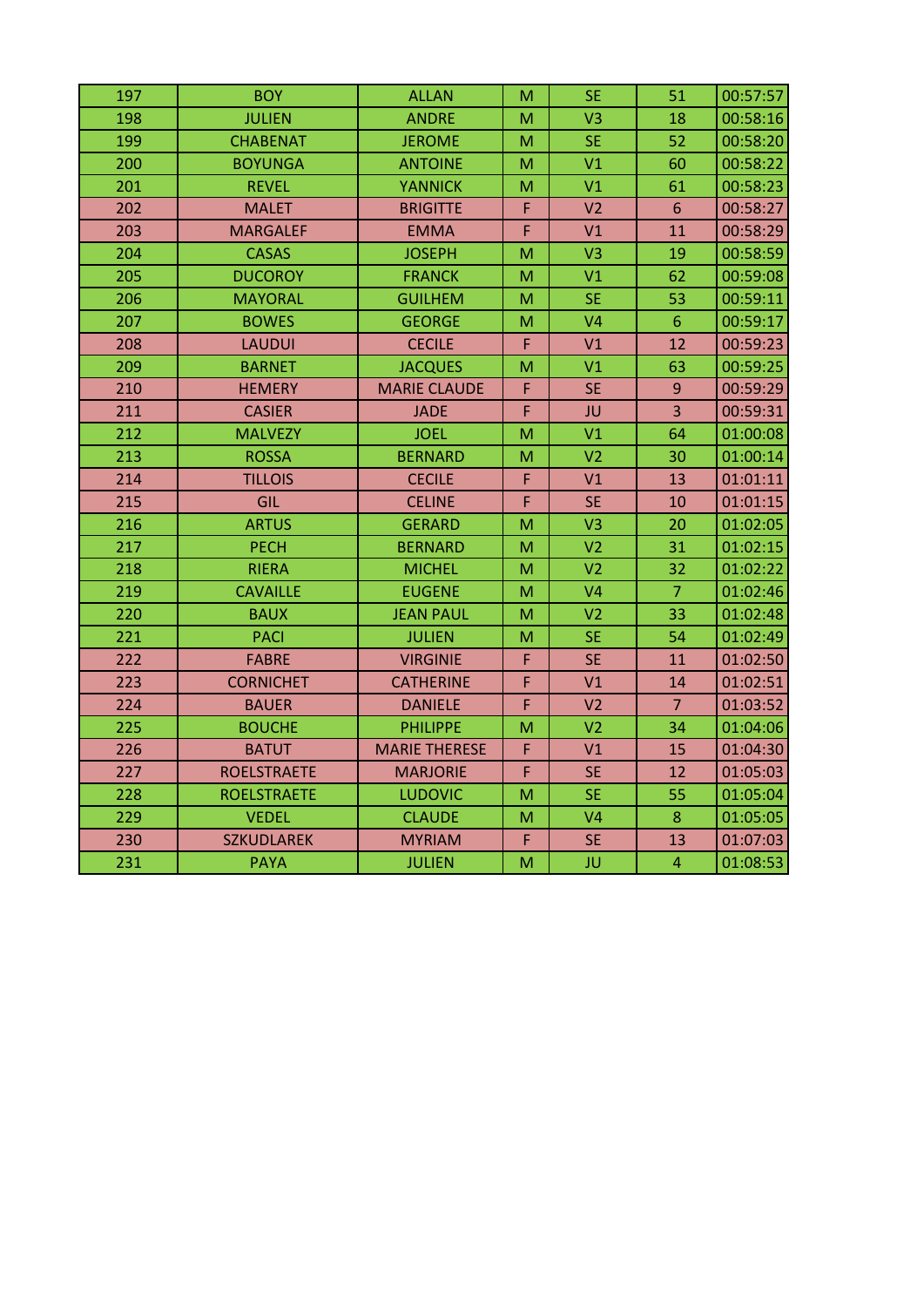| | | | | | | |
|---|---|---|---|---|---|---|
| 197 | BOY | ALLAN | M | SE | 51 | 00:57:57 |
| 198 | JULIEN | ANDRE | M | V3 | 18 | 00:58:16 |
| 199 | CHABENAT | JEROME | M | SE | 52 | 00:58:20 |
| 200 | BOYUNGA | ANTOINE | M | V1 | 60 | 00:58:22 |
| 201 | REVEL | YANNICK | M | V1 | 61 | 00:58:23 |
| 202 | MALET | BRIGITTE | F | V2 | 6 | 00:58:27 |
| 203 | MARGALEF | EMMA | F | V1 | 11 | 00:58:29 |
| 204 | CASAS | JOSEPH | M | V3 | 19 | 00:58:59 |
| 205 | DUCOROY | FRANCK | M | V1 | 62 | 00:59:08 |
| 206 | MAYORAL | GUILHEM | M | SE | 53 | 00:59:11 |
| 207 | BOWES | GEORGE | M | V4 | 6 | 00:59:17 |
| 208 | LAUDUI | CECILE | F | V1 | 12 | 00:59:23 |
| 209 | BARNET | JACQUES | M | V1 | 63 | 00:59:25 |
| 210 | HEMERY | MARIE CLAUDE | F | SE | 9 | 00:59:29 |
| 211 | CASIER | JADE | F | JU | 3 | 00:59:31 |
| 212 | MALVEZY | JOEL | M | V1 | 64 | 01:00:08 |
| 213 | ROSSA | BERNARD | M | V2 | 30 | 01:00:14 |
| 214 | TILLOIS | CECILE | F | V1 | 13 | 01:01:11 |
| 215 | GIL | CELINE | F | SE | 10 | 01:01:15 |
| 216 | ARTUS | GERARD | M | V3 | 20 | 01:02:05 |
| 217 | PECH | BERNARD | M | V2 | 31 | 01:02:15 |
| 218 | RIERA | MICHEL | M | V2 | 32 | 01:02:22 |
| 219 | CAVAILLE | EUGENE | M | V4 | 7 | 01:02:46 |
| 220 | BAUX | JEAN PAUL | M | V2 | 33 | 01:02:48 |
| 221 | PACI | JULIEN | M | SE | 54 | 01:02:49 |
| 222 | FABRE | VIRGINIE | F | SE | 11 | 01:02:50 |
| 223 | CORNICHET | CATHERINE | F | V1 | 14 | 01:02:51 |
| 224 | BAUER | DANIELE | F | V2 | 7 | 01:03:52 |
| 225 | BOUCHE | PHILIPPE | M | V2 | 34 | 01:04:06 |
| 226 | BATUT | MARIE THERESE | F | V1 | 15 | 01:04:30 |
| 227 | ROELSTRAETE | MARJORIE | F | SE | 12 | 01:05:03 |
| 228 | ROELSTRAETE | LUDOVIC | M | SE | 55 | 01:05:04 |
| 229 | VEDEL | CLAUDE | M | V4 | 8 | 01:05:05 |
| 230 | SZKUDLAREK | MYRIAM | F | SE | 13 | 01:07:03 |
| 231 | PAYA | JULIEN | M | JU | 4 | 01:08:53 |